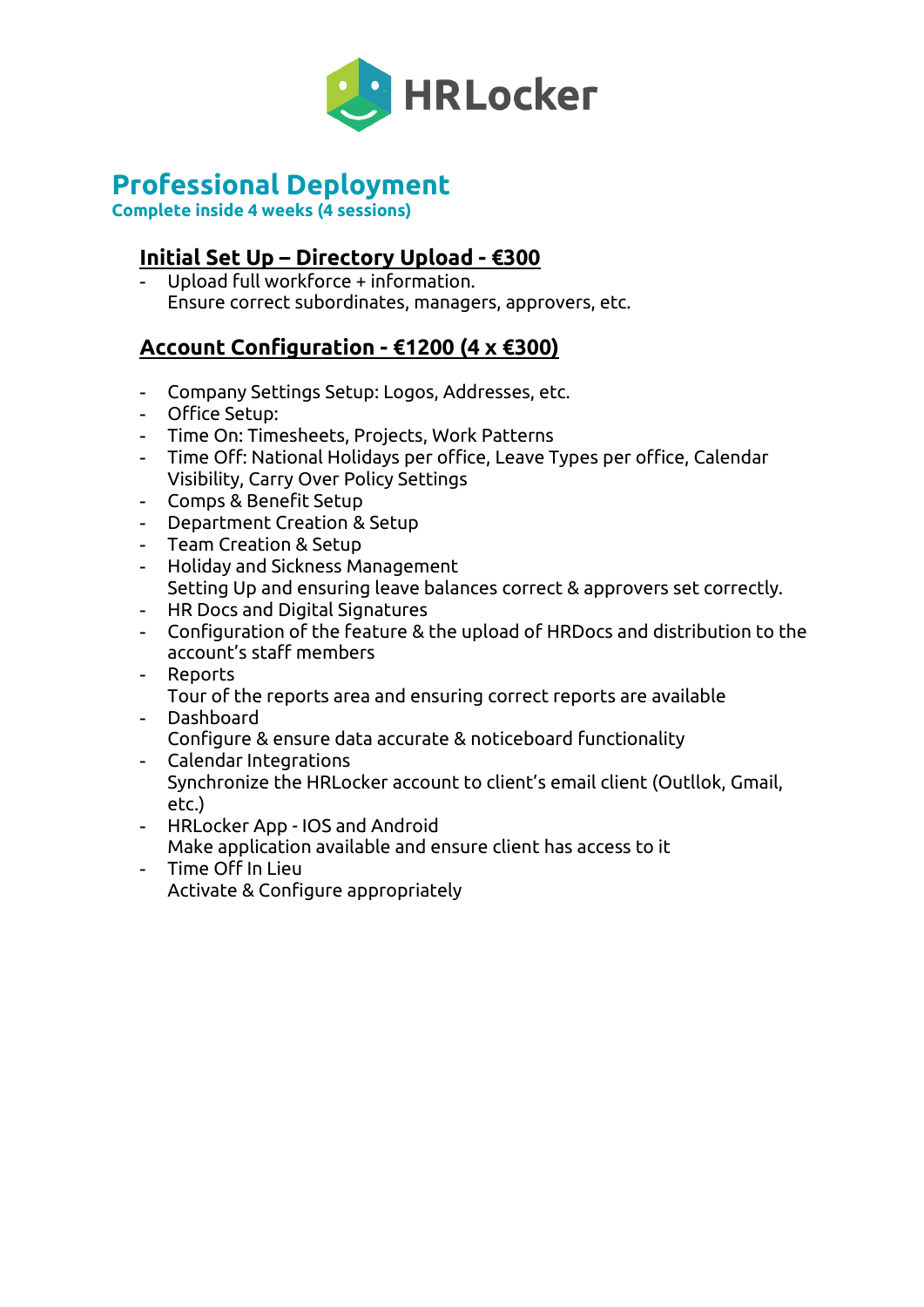HRLocker

# Professional Deployment

**Complete inside 4 weeks (4 sessions)**

## Initial Set Up – Directory Upload - €300

- Upload full workforce + information.
  Ensure correct subordinates, managers, approvers, etc.

## Account Configuration - €1200 (4 x €300)

- Company Settings Setup: Logos, Addresses, etc.
- Office Setup:
- Time On: Timesheets, Projects, Work Patterns
- Time Off: National Holidays per office, Leave Types per office, Calendar Visibility, Carry Over Policy Settings
- Comps & Benefit Setup
- Department Creation & Setup
- Team Creation & Setup
- Holiday and Sickness Management
  Setting Up and ensuring leave balances correct & approvers set correctly.
- HR Docs and Digital Signatures
- Configuration of the feature & the upload of HRDocs and distribution to the account's staff members
- Reports
  Tour of the reports area and ensuring correct reports are available
- Dashboard
  Configure & ensure data accurate & noticeboard functionality
- Calendar Integrations
  Synchronize the HRLocker account to client's email client (Outllok, Gmail, etc.)
- HRLocker App - IOS and Android
  Make application available and ensure client has access to it
- Time Off In Lieu
  Activate & Configure appropriately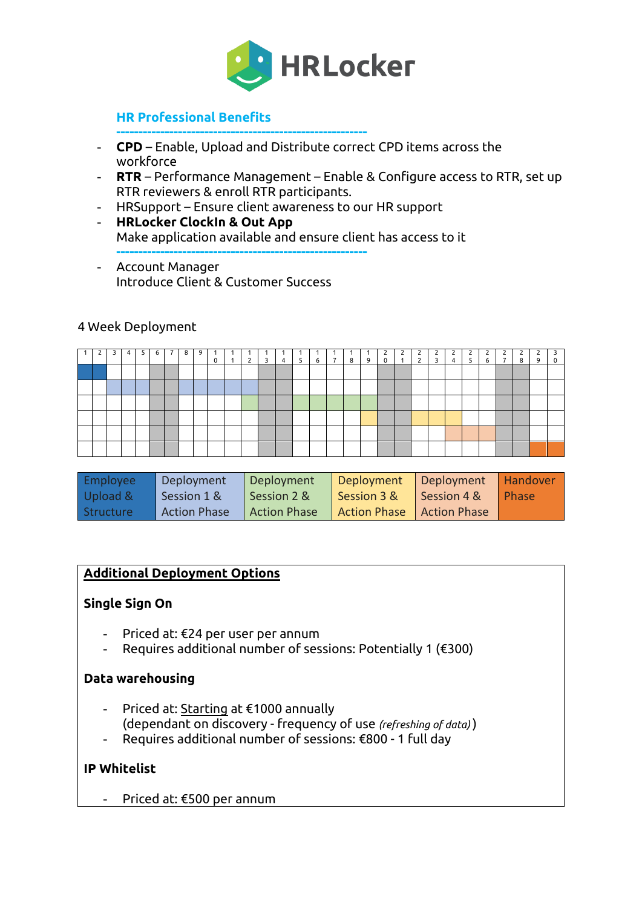HRLocker

## HR Professional Benefits

- **CPD** – Enable, Upload and Distribute correct CPD items across the workforce
- **RTR** – Performance Management – Enable & Configure access to RTR, set up RTR reviewers & enroll RTR participants.
- HRSupport – Ensure client awareness to our HR support
- **HRLocker ClockIn & Out App**
  Make application available and ensure client has access to it

---

- Account Manager
  Introduce Client & Customer Success

4 Week Deployment

| 1 | 2 | 3 | 4 | 5 | 6 | 7 | 8 | 9 | 10 | 11 | 12 | 13 | 14 | 15 | 16 | 17 | 18 | 19 | 20 | 21 | 22 | 23 | 24 | 25 | 26 | 27 | 28 | 29 | 30 |
|---|---|---|---|---|---|---|---|---|---|---|---|---|---|---|---|---|---|---|---|---|---|---|---|---|---|---|---|---|---|

| Employee Upload & Structure | Deployment Session 1 & Action Phase | Deployment Session 2 & Action Phase | Deployment Session 3 & Action Phase | Deployment Session 4 & Action Phase | Handover Phase |
|---|---|---|---|---|---|

**Additional Deployment Options**

**Single Sign On**

- Priced at: €24 per user per annum
- Requires additional number of sessions: Potentially 1 (€300)

**Data warehousing**

- Priced at: Starting at €1000 annually
  (dependant on discovery - frequency of use *(refreshing of data)*)
- Requires additional number of sessions: €800 - 1 full day

**IP Whitelist**

- Priced at: €500 per annum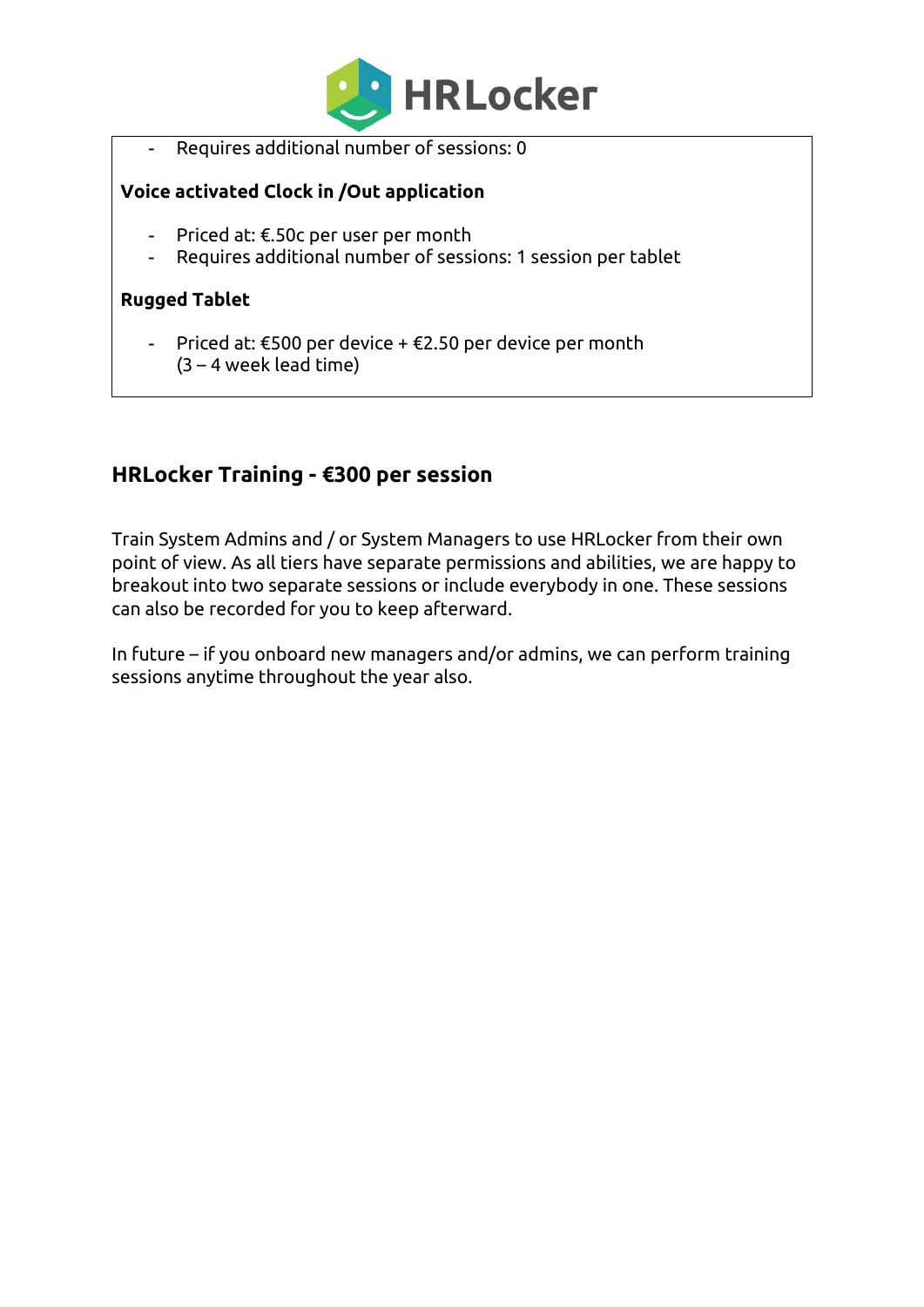- Requires additional number of sessions: 0

**Voice activated Clock in /Out application**

- Priced at: €.50c per user per month
- Requires additional number of sessions: 1 session per tablet

**Rugged Tablet**

- Priced at: €500 per device + €2.50 per device per month (3 – 4 week lead time)

## HRLocker Training - €300 per session

Train System Admins and / or System Managers to use HRLocker from their own point of view. As all tiers have separate permissions and abilities, we are happy to breakout into two separate sessions or include everybody in one. These sessions can also be recorded for you to keep afterward.

In future – if you onboard new managers and/or admins, we can perform training sessions anytime throughout the year also.